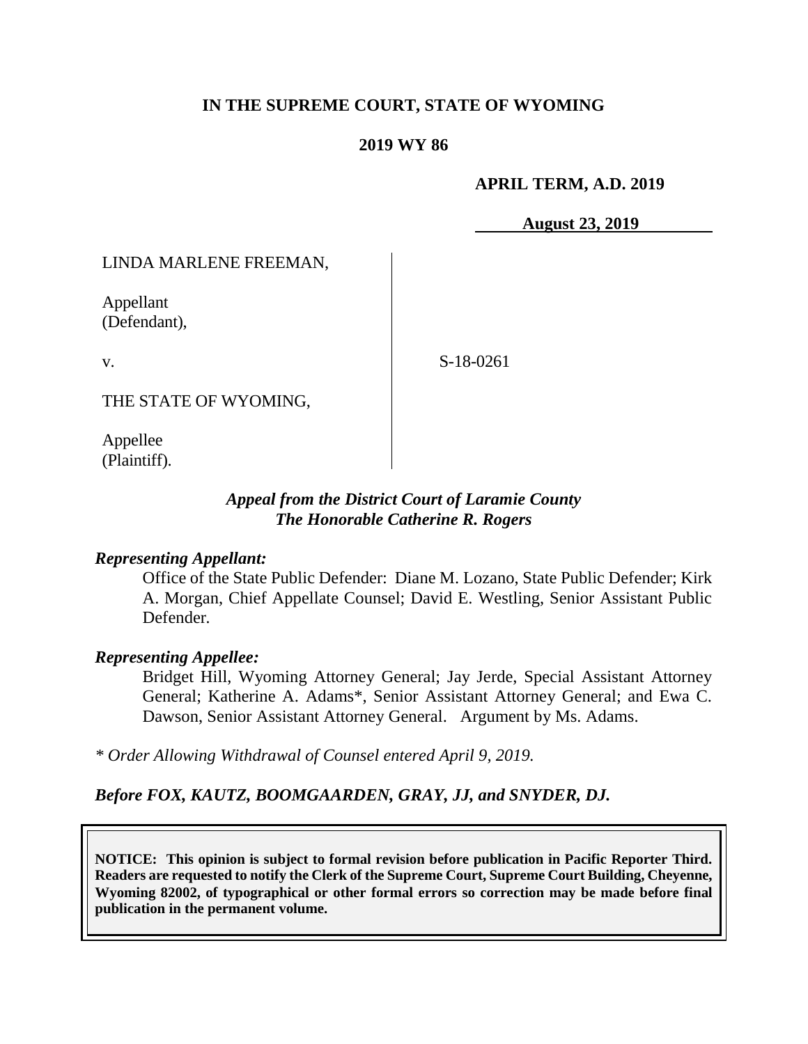**IN THE SUPREME COURT, STATE OF WYOMING**

**2019 WY 86**

**APRIL TERM, A.D. 2019**

**August 23, 2019**

LINDA MARLENE FREEMAN,

Appellant
(Defendant),

v.

THE STATE OF WYOMING,

Appellee
(Plaintiff).

S-18-0261

*Appeal from the District Court of Laramie County*
*The Honorable Catherine R. Rogers*

***Representing Appellant:***

Office of the State Public Defender: Diane M. Lozano, State Public Defender; Kirk A. Morgan, Chief Appellate Counsel; David E. Westling, Senior Assistant Public Defender.

***Representing Appellee:***

Bridget Hill, Wyoming Attorney General; Jay Jerde, Special Assistant Attorney General; Katherine A. Adams*, Senior Assistant Attorney General; and Ewa C. Dawson, Senior Assistant Attorney General. Argument by Ms. Adams.

*\* Order Allowing Withdrawal of Counsel entered April 9, 2019.*

***Before FOX, KAUTZ, BOOMGAARDEN, GRAY, JJ, and SNYDER, DJ.***

**NOTICE: This opinion is subject to formal revision before publication in Pacific Reporter Third. Readers are requested to notify the Clerk of the Supreme Court, Supreme Court Building, Cheyenne, Wyoming 82002, of typographical or other formal errors so correction may be made before final publication in the permanent volume.**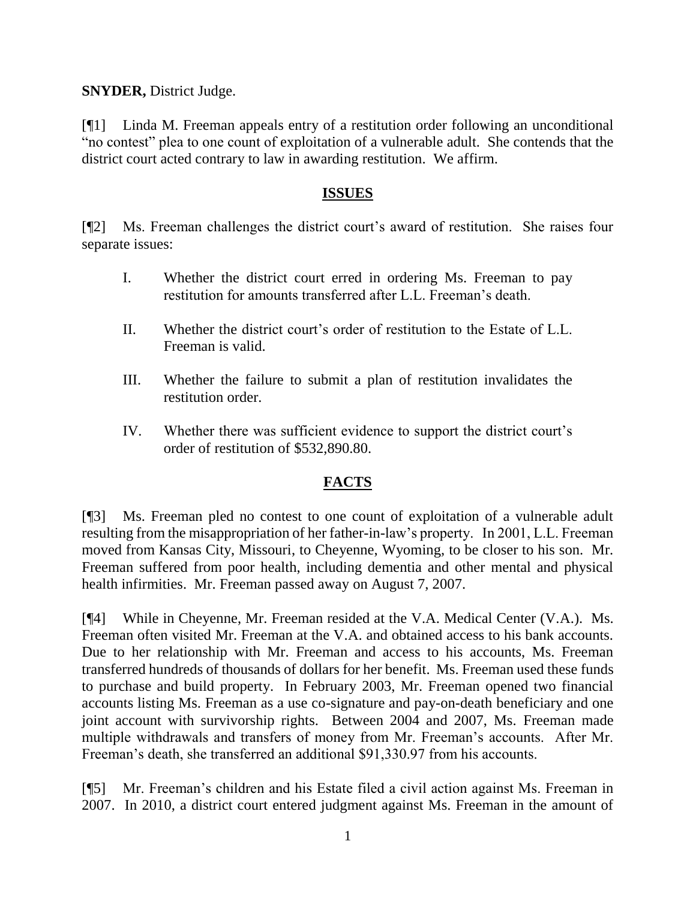**SNYDER,** District Judge.

[¶1] Linda M. Freeman appeals entry of a restitution order following an unconditional "no contest" plea to one count of exploitation of a vulnerable adult. She contends that the district court acted contrary to law in awarding restitution. We affirm.

## ISSUES

[¶2] Ms. Freeman challenges the district court's award of restitution. She raises four separate issues:

> I. Whether the district court erred in ordering Ms. Freeman to pay restitution for amounts transferred after L.L. Freeman's death.
>
> II. Whether the district court's order of restitution to the Estate of L.L. Freeman is valid.
>
> III. Whether the failure to submit a plan of restitution invalidates the restitution order.
>
> IV. Whether there was sufficient evidence to support the district court's order of restitution of $532,890.80.

## FACTS

[¶3] Ms. Freeman pled no contest to one count of exploitation of a vulnerable adult resulting from the misappropriation of her father-in-law's property. In 2001, L.L. Freeman moved from Kansas City, Missouri, to Cheyenne, Wyoming, to be closer to his son. Mr. Freeman suffered from poor health, including dementia and other mental and physical health infirmities. Mr. Freeman passed away on August 7, 2007.

[¶4] While in Cheyenne, Mr. Freeman resided at the V.A. Medical Center (V.A.). Ms. Freeman often visited Mr. Freeman at the V.A. and obtained access to his bank accounts. Due to her relationship with Mr. Freeman and access to his accounts, Ms. Freeman transferred hundreds of thousands of dollars for her benefit. Ms. Freeman used these funds to purchase and build property. In February 2003, Mr. Freeman opened two financial accounts listing Ms. Freeman as a use co-signature and pay-on-death beneficiary and one joint account with survivorship rights. Between 2004 and 2007, Ms. Freeman made multiple withdrawals and transfers of money from Mr. Freeman's accounts. After Mr. Freeman's death, she transferred an additional $91,330.97 from his accounts.

[¶5] Mr. Freeman's children and his Estate filed a civil action against Ms. Freeman in 2007. In 2010, a district court entered judgment against Ms. Freeman in the amount of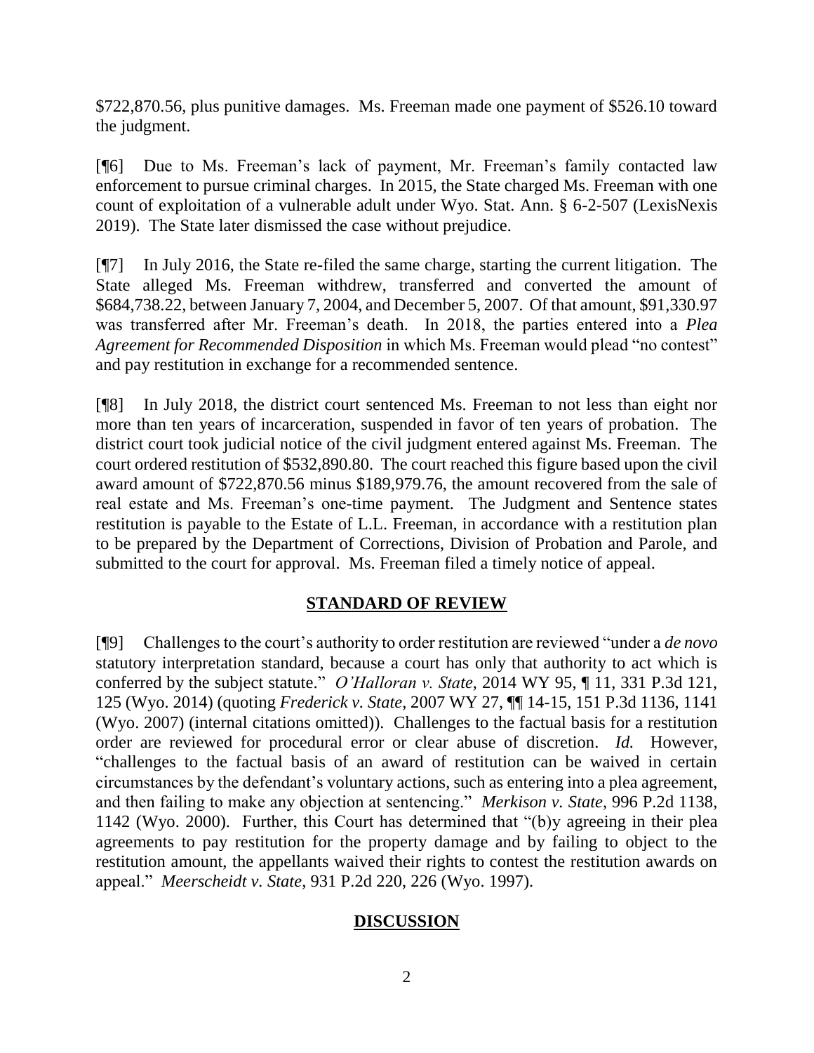$722,870.56, plus punitive damages. Ms. Freeman made one payment of $526.10 toward the judgment.

[¶6] Due to Ms. Freeman's lack of payment, Mr. Freeman's family contacted law enforcement to pursue criminal charges. In 2015, the State charged Ms. Freeman with one count of exploitation of a vulnerable adult under Wyo. Stat. Ann. § 6-2-507 (LexisNexis 2019). The State later dismissed the case without prejudice.

[¶7] In July 2016, the State re-filed the same charge, starting the current litigation. The State alleged Ms. Freeman withdrew, transferred and converted the amount of $684,738.22, between January 7, 2004, and December 5, 2007. Of that amount, $91,330.97 was transferred after Mr. Freeman's death. In 2018, the parties entered into a *Plea Agreement for Recommended Disposition* in which Ms. Freeman would plead "no contest" and pay restitution in exchange for a recommended sentence.

[¶8] In July 2018, the district court sentenced Ms. Freeman to not less than eight nor more than ten years of incarceration, suspended in favor of ten years of probation. The district court took judicial notice of the civil judgment entered against Ms. Freeman. The court ordered restitution of $532,890.80. The court reached this figure based upon the civil award amount of $722,870.56 minus $189,979.76, the amount recovered from the sale of real estate and Ms. Freeman's one-time payment. The Judgment and Sentence states restitution is payable to the Estate of L.L. Freeman, in accordance with a restitution plan to be prepared by the Department of Corrections, Division of Probation and Parole, and submitted to the court for approval. Ms. Freeman filed a timely notice of appeal.

## STANDARD OF REVIEW

[¶9] Challenges to the court's authority to order restitution are reviewed "under a *de novo* statutory interpretation standard, because a court has only that authority to act which is conferred by the subject statute." *O'Halloran v. State*, 2014 WY 95, ¶ 11, 331 P.3d 121, 125 (Wyo. 2014) (quoting *Frederick v. State*, 2007 WY 27, ¶¶ 14-15, 151 P.3d 1136, 1141 (Wyo. 2007) (internal citations omitted)). Challenges to the factual basis for a restitution order are reviewed for procedural error or clear abuse of discretion. *Id.* However, "challenges to the factual basis of an award of restitution can be waived in certain circumstances by the defendant's voluntary actions, such as entering into a plea agreement, and then failing to make any objection at sentencing." *Merkison v. State*, 996 P.2d 1138, 1142 (Wyo. 2000). Further, this Court has determined that "(b)y agreeing in their plea agreements to pay restitution for the property damage and by failing to object to the restitution amount, the appellants waived their rights to contest the restitution awards on appeal." *Meerscheidt v. State*, 931 P.2d 220, 226 (Wyo. 1997).

## DISCUSSION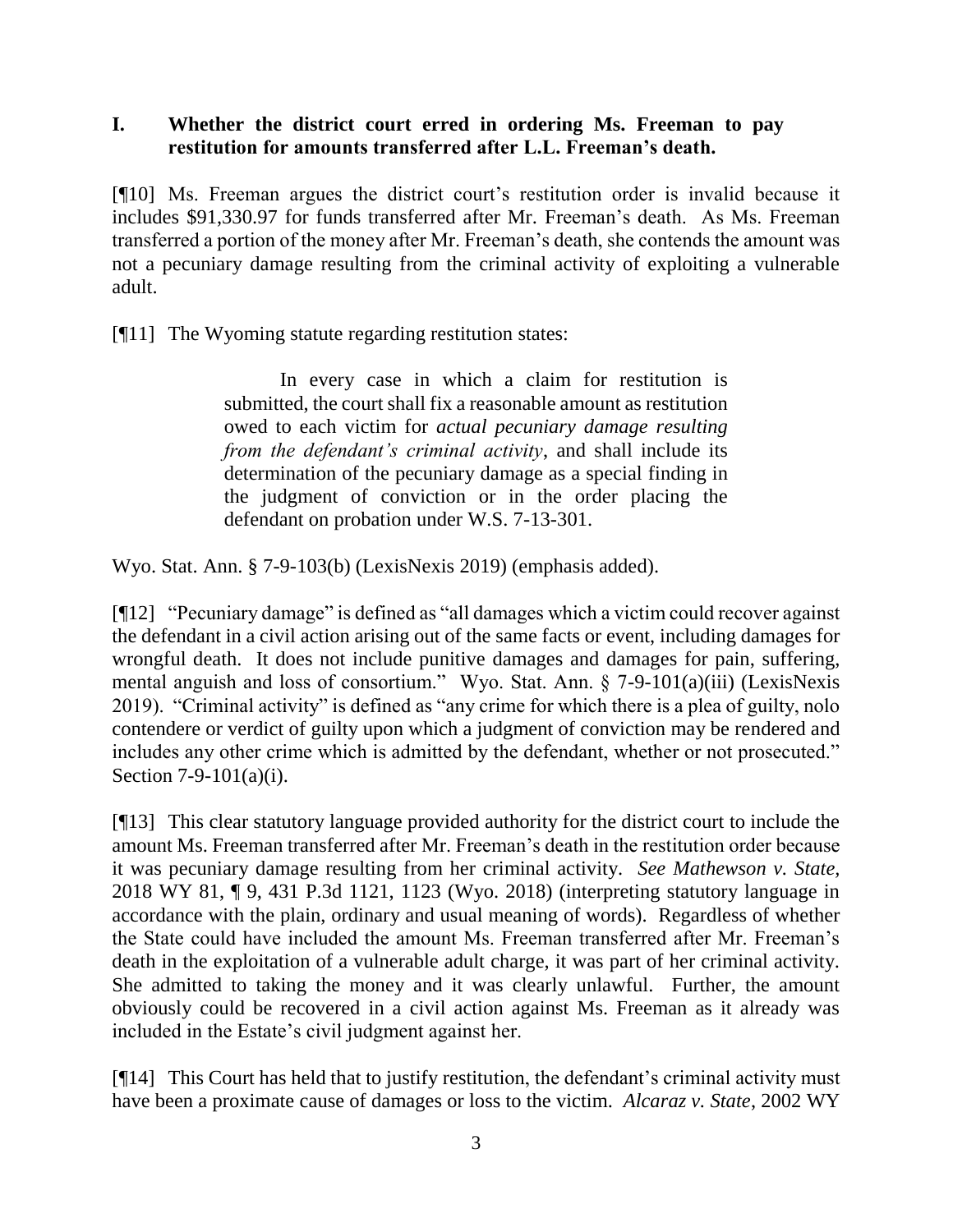## I. Whether the district court erred in ordering Ms. Freeman to pay restitution for amounts transferred after L.L. Freeman's death.

[¶10] Ms. Freeman argues the district court's restitution order is invalid because it includes $91,330.97 for funds transferred after Mr. Freeman's death. As Ms. Freeman transferred a portion of the money after Mr. Freeman's death, she contends the amount was not a pecuniary damage resulting from the criminal activity of exploiting a vulnerable adult.

[¶11] The Wyoming statute regarding restitution states:

> In every case in which a claim for restitution is submitted, the court shall fix a reasonable amount as restitution owed to each victim for *actual pecuniary damage resulting from the defendant's criminal activity*, and shall include its determination of the pecuniary damage as a special finding in the judgment of conviction or in the order placing the defendant on probation under W.S. 7-13-301.

Wyo. Stat. Ann. § 7-9-103(b) (LexisNexis 2019) (emphasis added).

[¶12] "Pecuniary damage" is defined as "all damages which a victim could recover against the defendant in a civil action arising out of the same facts or event, including damages for wrongful death. It does not include punitive damages and damages for pain, suffering, mental anguish and loss of consortium." Wyo. Stat. Ann. § 7-9-101(a)(iii) (LexisNexis 2019). "Criminal activity" is defined as "any crime for which there is a plea of guilty, nolo contendere or verdict of guilty upon which a judgment of conviction may be rendered and includes any other crime which is admitted by the defendant, whether or not prosecuted." Section 7-9-101(a)(i).

[¶13] This clear statutory language provided authority for the district court to include the amount Ms. Freeman transferred after Mr. Freeman's death in the restitution order because it was pecuniary damage resulting from her criminal activity. *See Mathewson v. State*, 2018 WY 81, ¶ 9, 431 P.3d 1121, 1123 (Wyo. 2018) (interpreting statutory language in accordance with the plain, ordinary and usual meaning of words). Regardless of whether the State could have included the amount Ms. Freeman transferred after Mr. Freeman's death in the exploitation of a vulnerable adult charge, it was part of her criminal activity. She admitted to taking the money and it was clearly unlawful. Further, the amount obviously could be recovered in a civil action against Ms. Freeman as it already was included in the Estate's civil judgment against her.

[¶14] This Court has held that to justify restitution, the defendant's criminal activity must have been a proximate cause of damages or loss to the victim. *Alcaraz v. State*, 2002 WY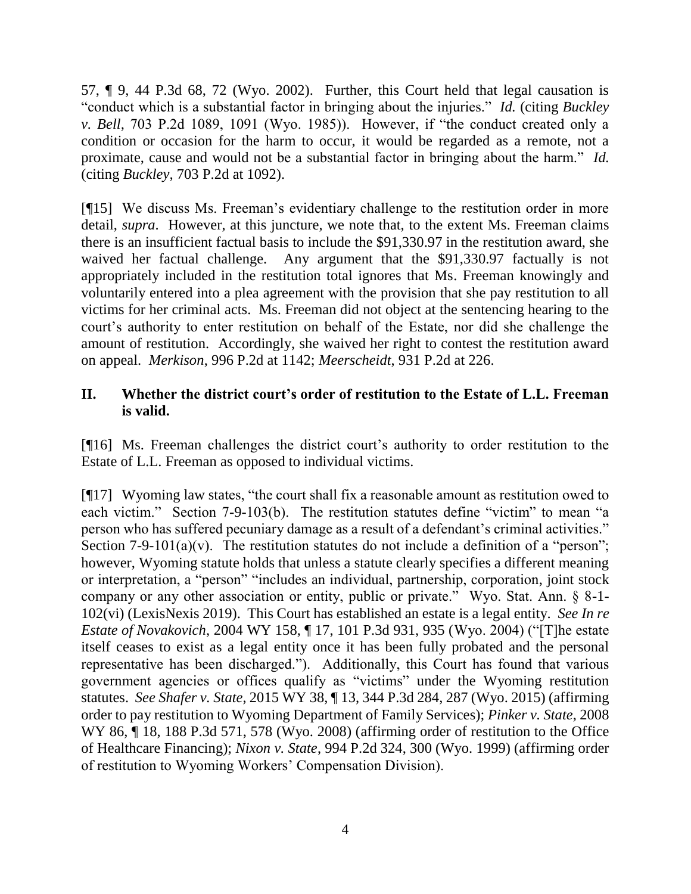57, ¶ 9, 44 P.3d 68, 72 (Wyo. 2002). Further, this Court held that legal causation is "conduct which is a substantial factor in bringing about the injuries." *Id.* (citing *Buckley v. Bell,* 703 P.2d 1089, 1091 (Wyo. 1985)). However, if "the conduct created only a condition or occasion for the harm to occur, it would be regarded as a remote, not a proximate, cause and would not be a substantial factor in bringing about the harm." *Id.* (citing *Buckley*, 703 P.2d at 1092).

[¶15] We discuss Ms. Freeman's evidentiary challenge to the restitution order in more detail, *supra*. However, at this juncture, we note that, to the extent Ms. Freeman claims there is an insufficient factual basis to include the $91,330.97 in the restitution award, she waived her factual challenge. Any argument that the $91,330.97 factually is not appropriately included in the restitution total ignores that Ms. Freeman knowingly and voluntarily entered into a plea agreement with the provision that she pay restitution to all victims for her criminal acts. Ms. Freeman did not object at the sentencing hearing to the court's authority to enter restitution on behalf of the Estate, nor did she challenge the amount of restitution. Accordingly, she waived her right to contest the restitution award on appeal. *Merkison*, 996 P.2d at 1142; *Meerscheidt*, 931 P.2d at 226.

## II. Whether the district court's order of restitution to the Estate of L.L. Freeman is valid.

[¶16] Ms. Freeman challenges the district court's authority to order restitution to the Estate of L.L. Freeman as opposed to individual victims.

[¶17] Wyoming law states, "the court shall fix a reasonable amount as restitution owed to each victim." Section 7-9-103(b). The restitution statutes define "victim" to mean "a person who has suffered pecuniary damage as a result of a defendant's criminal activities." Section 7-9-101(a)(v). The restitution statutes do not include a definition of a "person"; however, Wyoming statute holds that unless a statute clearly specifies a different meaning or interpretation, a "person" "includes an individual, partnership, corporation, joint stock company or any other association or entity, public or private." Wyo. Stat. Ann. § 8-1-102(vi) (LexisNexis 2019). This Court has established an estate is a legal entity. *See In re Estate of Novakovich*, 2004 WY 158, ¶ 17, 101 P.3d 931, 935 (Wyo. 2004) ("[T]he estate itself ceases to exist as a legal entity once it has been fully probated and the personal representative has been discharged."). Additionally, this Court has found that various government agencies or offices qualify as "victims" under the Wyoming restitution statutes. *See Shafer v. State*, 2015 WY 38, ¶ 13, 344 P.3d 284, 287 (Wyo. 2015) (affirming order to pay restitution to Wyoming Department of Family Services); *Pinker v. State*, 2008 WY 86, ¶ 18, 188 P.3d 571, 578 (Wyo. 2008) (affirming order of restitution to the Office of Healthcare Financing); *Nixon v. State*, 994 P.2d 324, 300 (Wyo. 1999) (affirming order of restitution to Wyoming Workers' Compensation Division).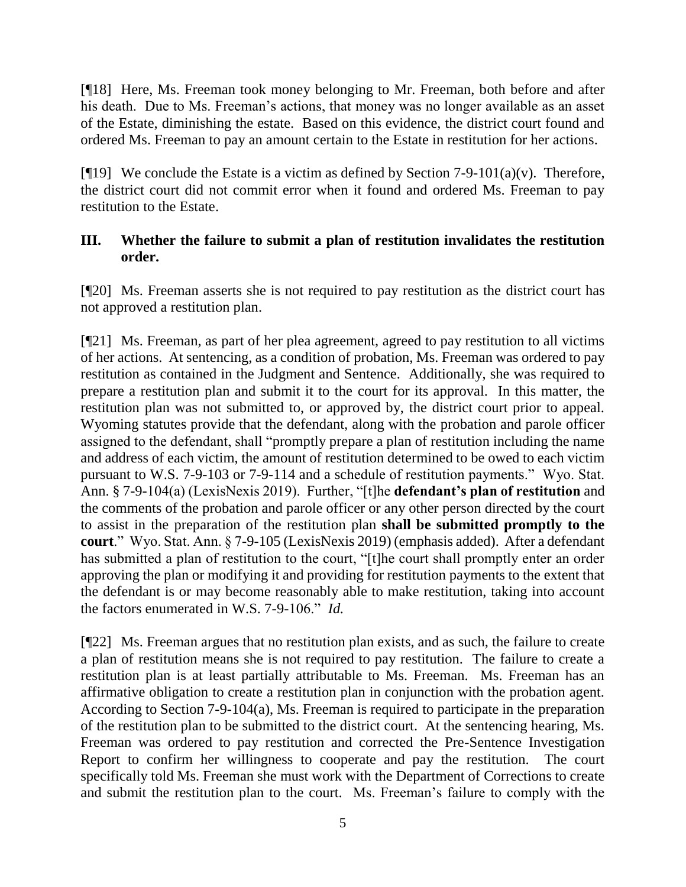[¶18] Here, Ms. Freeman took money belonging to Mr. Freeman, both before and after his death. Due to Ms. Freeman's actions, that money was no longer available as an asset of the Estate, diminishing the estate. Based on this evidence, the district court found and ordered Ms. Freeman to pay an amount certain to the Estate in restitution for her actions.

[¶19] We conclude the Estate is a victim as defined by Section 7-9-101(a)(v). Therefore, the district court did not commit error when it found and ordered Ms. Freeman to pay restitution to the Estate.

### III. Whether the failure to submit a plan of restitution invalidates the restitution order.

[¶20] Ms. Freeman asserts she is not required to pay restitution as the district court has not approved a restitution plan.

[¶21] Ms. Freeman, as part of her plea agreement, agreed to pay restitution to all victims of her actions. At sentencing, as a condition of probation, Ms. Freeman was ordered to pay restitution as contained in the Judgment and Sentence. Additionally, she was required to prepare a restitution plan and submit it to the court for its approval. In this matter, the restitution plan was not submitted to, or approved by, the district court prior to appeal. Wyoming statutes provide that the defendant, along with the probation and parole officer assigned to the defendant, shall "promptly prepare a plan of restitution including the name and address of each victim, the amount of restitution determined to be owed to each victim pursuant to W.S. 7-9-103 or 7-9-114 and a schedule of restitution payments." Wyo. Stat. Ann. § 7-9-104(a) (LexisNexis 2019). Further, "[t]he **defendant's plan of restitution** and the comments of the probation and parole officer or any other person directed by the court to assist in the preparation of the restitution plan **shall be submitted promptly to the court**." Wyo. Stat. Ann. § 7-9-105 (LexisNexis 2019) (emphasis added). After a defendant has submitted a plan of restitution to the court, "[t]he court shall promptly enter an order approving the plan or modifying it and providing for restitution payments to the extent that the defendant is or may become reasonably able to make restitution, taking into account the factors enumerated in W.S. 7-9-106." *Id.*

[¶22] Ms. Freeman argues that no restitution plan exists, and as such, the failure to create a plan of restitution means she is not required to pay restitution. The failure to create a restitution plan is at least partially attributable to Ms. Freeman. Ms. Freeman has an affirmative obligation to create a restitution plan in conjunction with the probation agent. According to Section 7-9-104(a), Ms. Freeman is required to participate in the preparation of the restitution plan to be submitted to the district court. At the sentencing hearing, Ms. Freeman was ordered to pay restitution and corrected the Pre-Sentence Investigation Report to confirm her willingness to cooperate and pay the restitution. The court specifically told Ms. Freeman she must work with the Department of Corrections to create and submit the restitution plan to the court. Ms. Freeman's failure to comply with the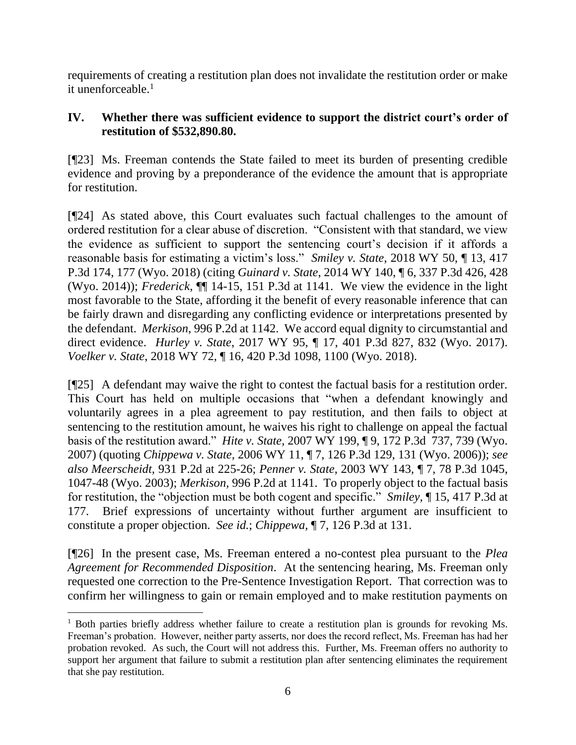requirements of creating a restitution plan does not invalidate the restitution order or make it unenforceable.[1]

### IV. Whether there was sufficient evidence to support the district court's order of restitution of $532,890.80.

[¶23] Ms. Freeman contends the State failed to meet its burden of presenting credible evidence and proving by a preponderance of the evidence the amount that is appropriate for restitution.

[¶24] As stated above, this Court evaluates such factual challenges to the amount of ordered restitution for a clear abuse of discretion. "Consistent with that standard, we view the evidence as sufficient to support the sentencing court's decision if it affords a reasonable basis for estimating a victim's loss." *Smiley v. State*, 2018 WY 50, ¶ 13, 417 P.3d 174, 177 (Wyo. 2018) (citing *Guinard v. State*, 2014 WY 140, ¶ 6, 337 P.3d 426, 428 (Wyo. 2014)); *Frederick*, ¶¶ 14-15, 151 P.3d at 1141. We view the evidence in the light most favorable to the State, affording it the benefit of every reasonable inference that can be fairly drawn and disregarding any conflicting evidence or interpretations presented by the defendant. *Merkison*, 996 P.2d at 1142. We accord equal dignity to circumstantial and direct evidence. *Hurley v. State*, 2017 WY 95, ¶ 17, 401 P.3d 827, 832 (Wyo. 2017). *Voelker v. State*, 2018 WY 72, ¶ 16, 420 P.3d 1098, 1100 (Wyo. 2018).

[¶25] A defendant may waive the right to contest the factual basis for a restitution order. This Court has held on multiple occasions that "when a defendant knowingly and voluntarily agrees in a plea agreement to pay restitution, and then fails to object at sentencing to the restitution amount, he waives his right to challenge on appeal the factual basis of the restitution award." *Hite v. State*, 2007 WY 199, ¶ 9, 172 P.3d 737, 739 (Wyo. 2007) (quoting *Chippewa v. State*, 2006 WY 11, ¶ 7, 126 P.3d 129, 131 (Wyo. 2006)); *see also Meerscheidt*, 931 P.2d at 225-26; *Penner v. State*, 2003 WY 143, ¶ 7, 78 P.3d 1045, 1047-48 (Wyo. 2003); *Merkison*, 996 P.2d at 1141. To properly object to the factual basis for restitution, the "objection must be both cogent and specific." *Smiley*, ¶ 15, 417 P.3d at 177. Brief expressions of uncertainty without further argument are insufficient to constitute a proper objection. *See id.*; *Chippewa*, ¶ 7, 126 P.3d at 131.

[¶26] In the present case, Ms. Freeman entered a no-contest plea pursuant to the *Plea Agreement for Recommended Disposition*. At the sentencing hearing, Ms. Freeman only requested one correction to the Pre-Sentence Investigation Report. That correction was to confirm her willingness to gain or remain employed and to make restitution payments on

---

[1] Both parties briefly address whether failure to create a restitution plan is grounds for revoking Ms. Freeman's probation. However, neither party asserts, nor does the record reflect, Ms. Freeman has had her probation revoked. As such, the Court will not address this. Further, Ms. Freeman offers no authority to support her argument that failure to submit a restitution plan after sentencing eliminates the requirement that she pay restitution.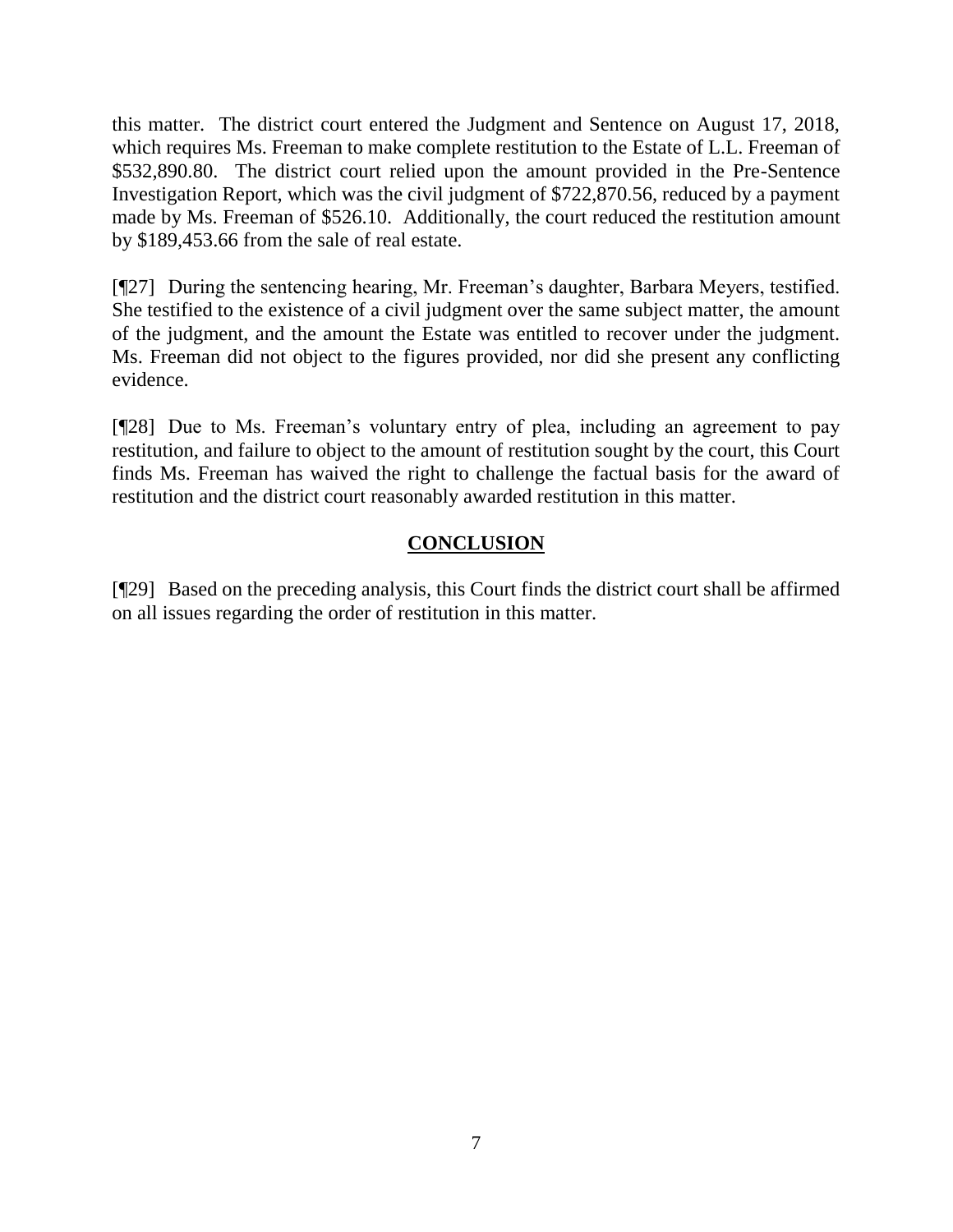this matter. The district court entered the Judgment and Sentence on August 17, 2018, which requires Ms. Freeman to make complete restitution to the Estate of L.L. Freeman of $532,890.80. The district court relied upon the amount provided in the Pre-Sentence Investigation Report, which was the civil judgment of $722,870.56, reduced by a payment made by Ms. Freeman of $526.10. Additionally, the court reduced the restitution amount by $189,453.66 from the sale of real estate.

[¶27] During the sentencing hearing, Mr. Freeman's daughter, Barbara Meyers, testified. She testified to the existence of a civil judgment over the same subject matter, the amount of the judgment, and the amount the Estate was entitled to recover under the judgment. Ms. Freeman did not object to the figures provided, nor did she present any conflicting evidence.

[¶28] Due to Ms. Freeman's voluntary entry of plea, including an agreement to pay restitution, and failure to object to the amount of restitution sought by the court, this Court finds Ms. Freeman has waived the right to challenge the factual basis for the award of restitution and the district court reasonably awarded restitution in this matter.

## CONCLUSION

[¶29] Based on the preceding analysis, this Court finds the district court shall be affirmed on all issues regarding the order of restitution in this matter.